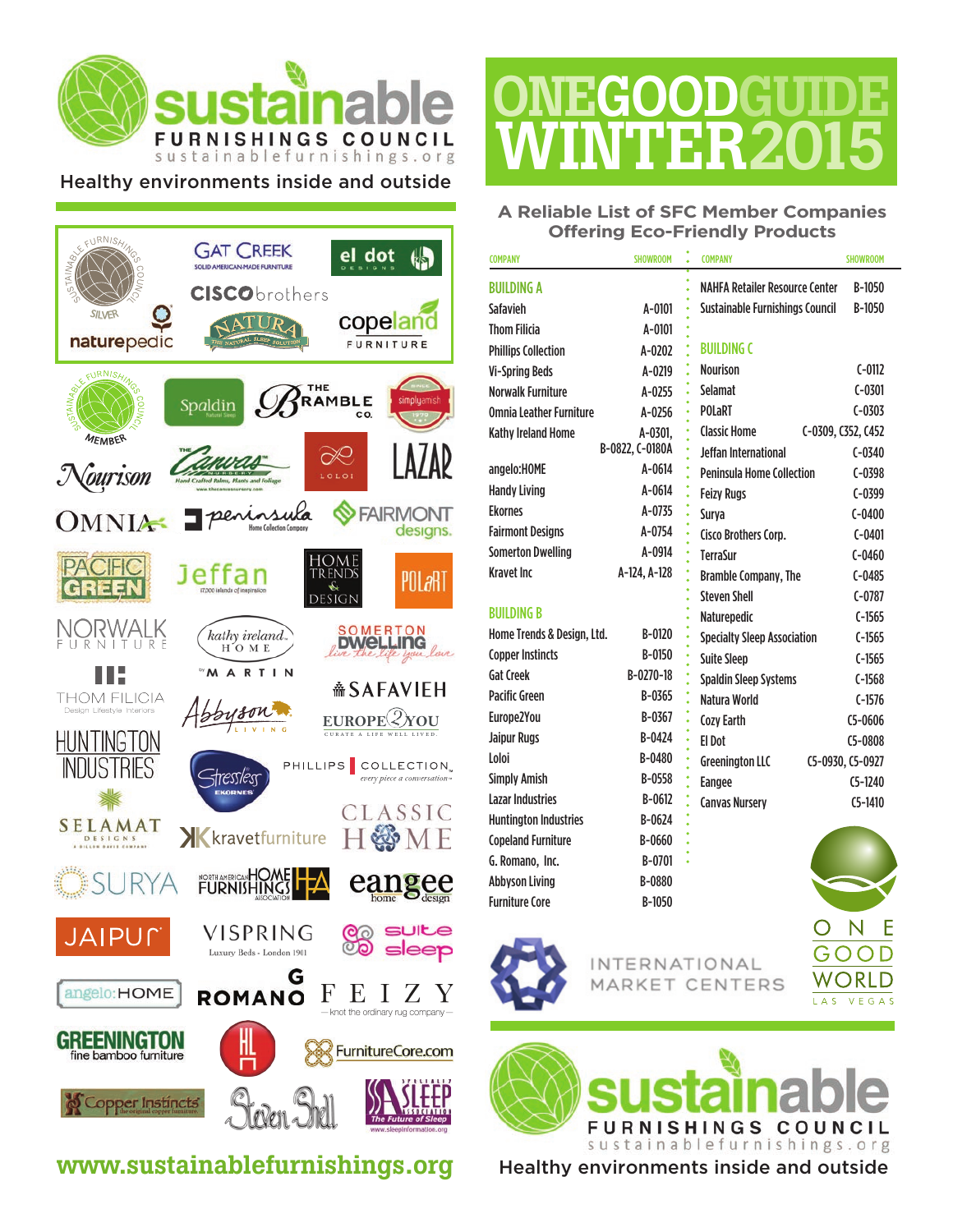# sustainable FURNISHINGS COUNCIL

sustainablefurnishings.org

Healthy environments inside and outside

# ONEGOODGUIDE WINTER2015

## A Reliable List of SFC Member Companies Offering Eco-Friendly Products

| COMPANY | SHOWROOM |
|---|---|
| **BUILDING A** | |
| Safavieh | A-0101 |
| Thom Filicia | A-0101 |
| Phillips Collection | A-0202 |
| Vi-Spring Beds | A-0219 |
| Norwalk Furniture | A-0255 |
| Omnia Leather Furniture | A-0256 |
| Kathy Ireland Home | A-0301, B-0822, C-0180A |
| angelo:HOME | A-0614 |
| Handy Living | A-0614 |
| Ekornes | A-0735 |
| Fairmont Designs | A-0754 |
| Somerton Dwelling | A-0914 |
| Kravet Inc | A-124, A-128 |
| **BUILDING B** | |
| Home Trends & Design, Ltd. | B-0120 |
| Copper Instincts | B-0150 |
| Gat Creek | B-0270-18 |
| Pacific Green | B-0365 |
| Europe2You | B-0367 |
| Jaipur Rugs | B-0424 |
| Loloi | B-0480 |
| Simply Amish | B-0558 |
| Lazar Industries | B-0612 |
| Huntington Industries | B-0624 |
| Copeland Furniture | B-0660 |
| G. Romano, Inc. | B-0701 |
| Abbyson Living | B-0880 |
| Furniture Core | B-1050 |
| NAHFA Retailer Resource Center | B-1050 |
| Sustainable Furnishings Council | B-1050 |
| **BUILDING C** | |
| Nourison | C-0112 |
| Selamat | C-0301 |
| POLaRT | C-0303 |
| Classic Home | C-0309, C352, C452 |
| Jeffan International | C-0340 |
| Peninsula Home Collection | C-0398 |
| Feizy Rugs | C-0399 |
| Surya | C-0400 |
| Cisco Brothers Corp. | C-0401 |
| TerraSur | C-0460 |
| Bramble Company, The | C-0485 |
| Steven Shell | C-0787 |
| Naturepedic | C-1565 |
| Specialty Sleep Association | C-1565 |
| Suite Sleep | C-1565 |
| Spaldin Sleep Systems | C-1568 |
| Natura World | C-1576 |
| Cozy Earth | C5-0606 |
| El Dot | C5-0808 |
| Greenington LLC | C5-0930, C5-0927 |
| Eangee | C5-1240 |
| Canvas Nursery | C5-1410 |

INTERNATIONAL MARKET CENTERS

ONE GOOD WORLD LAS VEGAS

www.sustainablefurnishings.org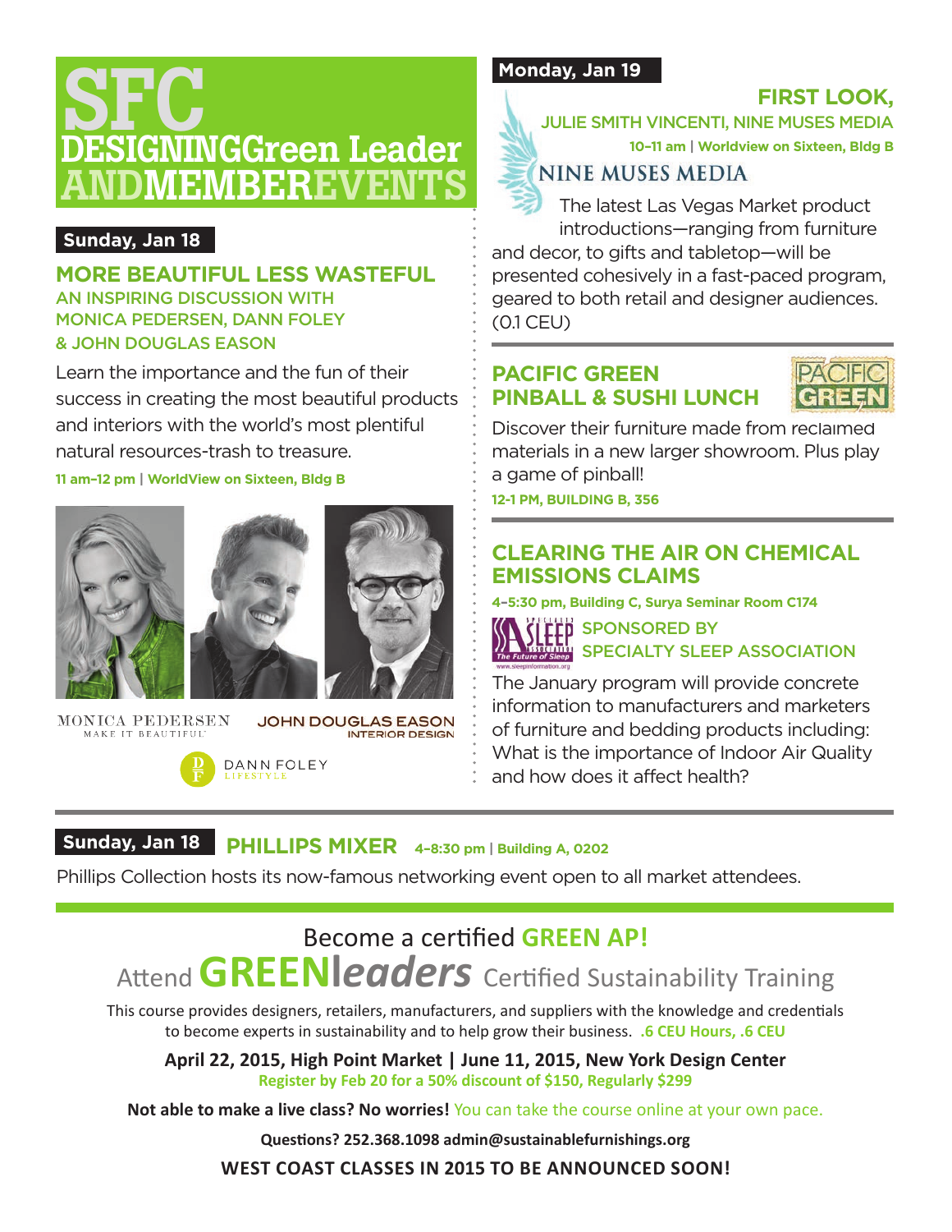# SFC DESIGNING Green Leader AND MEMBER EVENTS

**Sunday, Jan 18**

## MORE BEAUTIFUL LESS WASTEFUL

### AN INSPIRING DISCUSSION WITH MONICA PEDERSEN, DANN FOLEY & JOHN DOUGLAS EASON

Learn the importance and the fun of their success in creating the most beautiful products and interiors with the world's most plentiful natural resources-trash to treasure.

**11 am–12 pm | WorldView on Sixteen, Bldg B**

MONICA PEDERSEN
MAKE IT BEAUTIFUL

JOHN DOUGLAS EASON
INTERIOR DESIGN

DANN FOLEY
LIFESTYLE

**Monday, Jan 19**

## FIRST LOOK,

### JULIE SMITH VINCENTI, NINE MUSES MEDIA

**10–11 am | Worldview on Sixteen, Bldg B**

NINE MUSES MEDIA

The latest Las Vegas Market product introductions—ranging from furniture and decor, to gifts and tabletop—will be presented cohesively in a fast-paced program, geared to both retail and designer audiences. (0.1 CEU)

## PACIFIC GREEN PINBALL & SUSHI LUNCH

Discover their furniture made from reclaimed materials in a new larger showroom. Plus play a game of pinball!

**12-1 PM, BUILDING B, 356**

## CLEARING THE AIR ON CHEMICAL EMISSIONS CLAIMS

**4–5:30 pm, Building C, Surya Seminar Room C174**

SPONSORED BY SPECIALTY SLEEP ASSOCIATION

The January program will provide concrete information to manufacturers and marketers of furniture and bedding products including: What is the importance of Indoor Air Quality and how does it affect health?

**Sunday, Jan 18**

## PHILLIPS MIXER

**4–8:30 pm | Building A, 0202**

Phillips Collection hosts its now-famous networking event open to all market attendees.

## Become a certified GREEN AP!

## Attend GREENleaders Certified Sustainability Training

This course provides designers, retailers, manufacturers, and suppliers with the knowledge and credentials to become experts in sustainability and to help grow their business. **.6 CEU Hours, .6 CEU**

**April 22, 2015, High Point Market | June 11, 2015, New York Design Center**

**Register by Feb 20 for a 50% discount of $150, Regularly $299**

**Not able to make a live class? No worries!** You can take the course online at your own pace.

**Questions? 252.368.1098 admin@sustainablefurnishings.org**

**WEST COAST CLASSES IN 2015 TO BE ANNOUNCED SOON!**